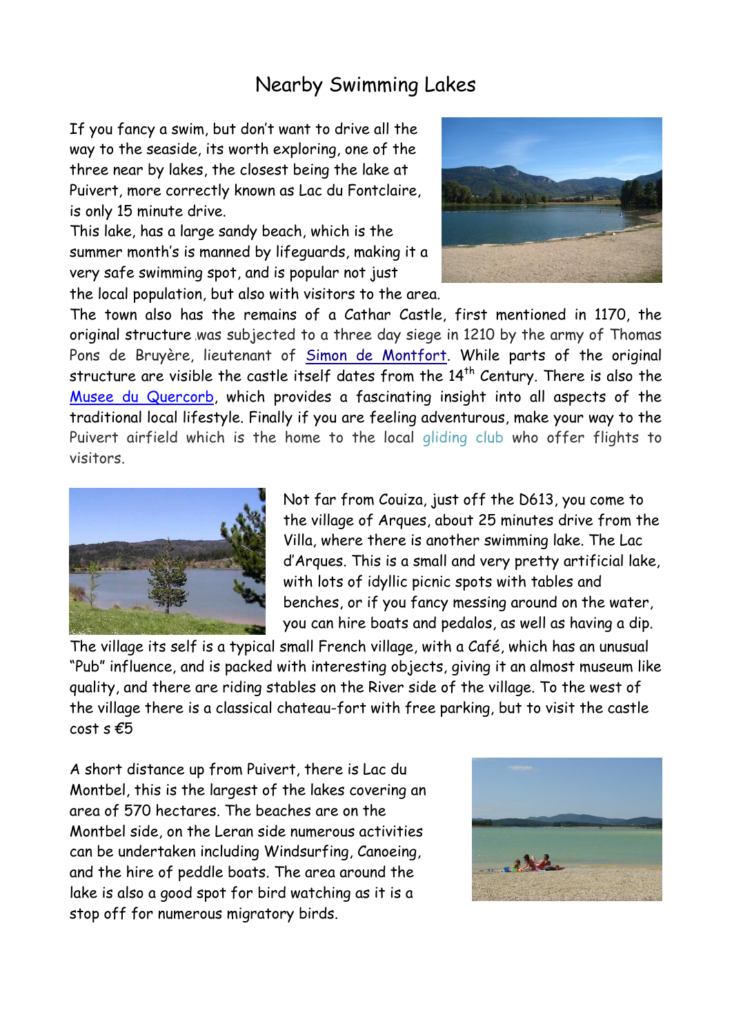# Nearby Swimming Lakes

If you fancy a swim, but don't want to drive all the way to the seaside, its worth exploring, one of the three near by lakes, the closest being the lake at Puivert, more correctly known as Lac du Fontclaire, is only 15 minute drive.

This lake, has a large sandy beach, which is the summer month's is manned by lifeguards, making it a very safe swimming spot, and is popular not just the local population, but also with visitors to the area. The town also has the remains of a Cathar Castle, first mentioned in 1170, the original structure was subjected to a three day siege in 1210 by the army of Thomas Pons de Bruyère, lieutenant of Simon de Montfort. While parts of the original structure are visible the castle itself dates from the 14th Century. There is also the Musee du Quercorb, which provides a fascinating insight into all aspects of the traditional local lifestyle. Finally if you are feeling adventurous, make your way to the Puivert airfield which is the home to the local gliding club who offer flights to visitors.

Not far from Couiza, just off the D613, you come to the village of Arques, about 25 minutes drive from the Villa, where there is another swimming lake. The Lac d'Arques. This is a small and very pretty artificial lake, with lots of idyllic picnic spots with tables and benches, or if you fancy messing around on the water, you can hire boats and pedalos, as well as having a dip. The village its self is a typical small French village, with a Café, which has an unusual "Pub" influence, and is packed with interesting objects, giving it an almost museum like quality, and there are riding stables on the River side of the village. To the west of the village there is a classical chateau-fort with free parking, but to visit the castle cost s €5

A short distance up from Puivert, there is Lac du Montbel, this is the largest of the lakes covering an area of 570 hectares. The beaches are on the Montbel side, on the Leran side numerous activities can be undertaken including Windsurfing, Canoeing, and the hire of peddle boats. The area around the lake is also a good spot for bird watching as it is a stop off for numerous migratory birds.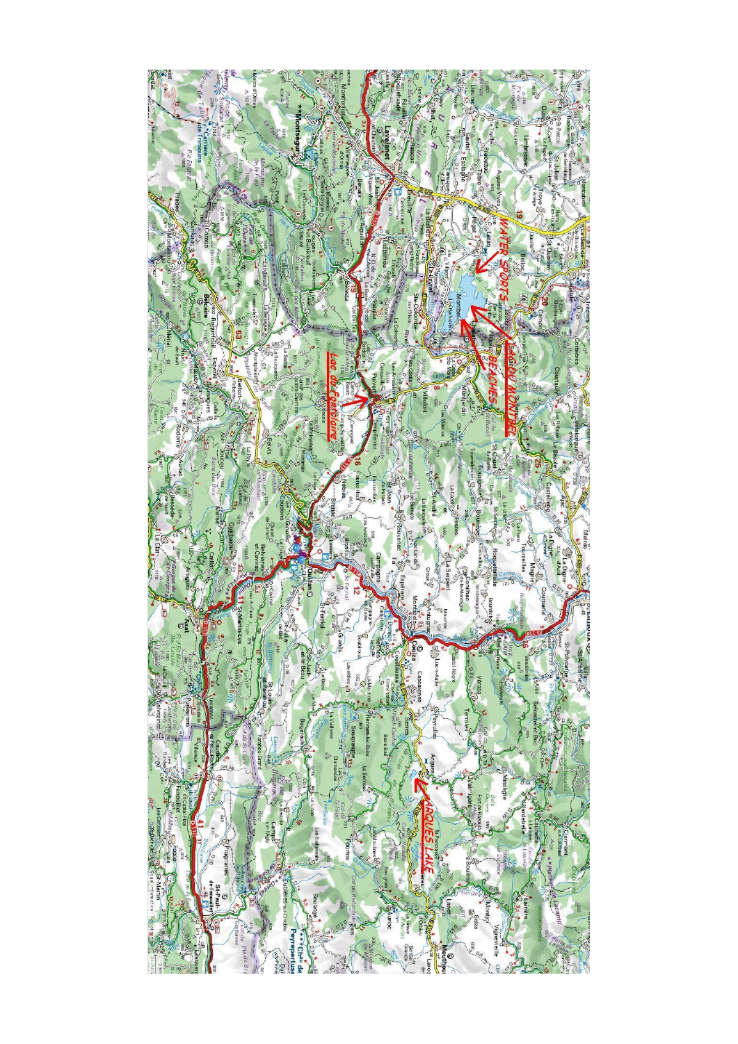WATER SPORTS

LAC DU MONTBEL

BEACHES

Lac de Fontclaire

ARQUES LAKE